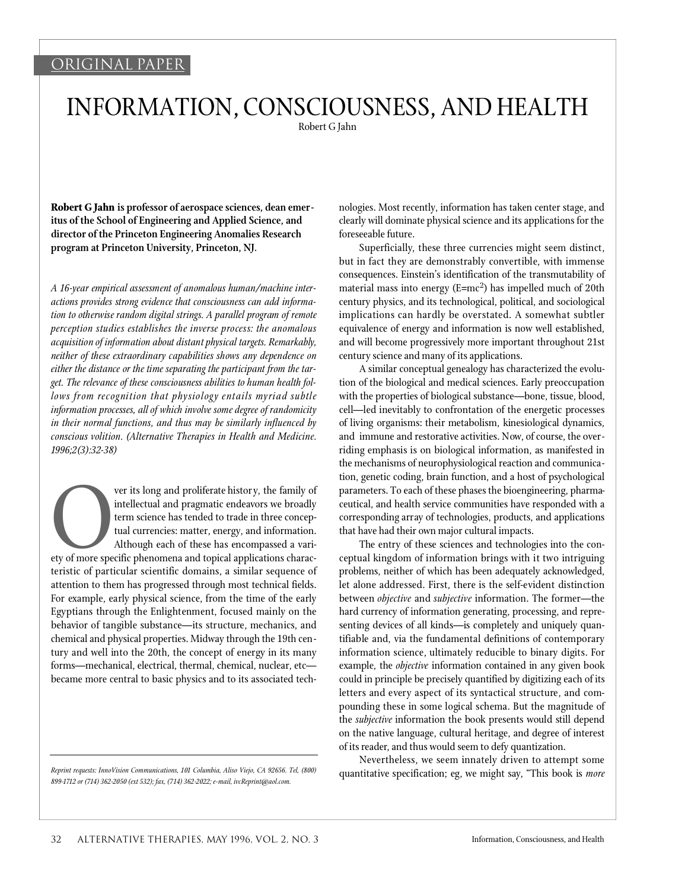ORIGINAL PAPER

# INFORMATION, CONSCIOUSNESS, AND HEALTH

Robert G Jahn

**Robert G Jahn is professor of aerospace sciences, dean emeritus of the School of Engineering and Applied Science, and director of the Princeton Engineering Anomalies Research program at Princeton University, Princeton, NJ.**

*A 16-year empirical assessment of anomalous human/machine interactions provides strong evidence that consciousness can add information to otherwise random digital strings. A parallel program of remote perception studies establishes the inverse process: the anomalous acquisition of information about distant physical targets. Remarkably, neither of these extraordinary capabilities shows any dependence on either the distance or the time separating the participant from the target. The relevance of these consciousness abilities to human health follows from recognition that physiology entails myriad subtle information processes, all of which involve some degree of randomicity in their normal functions, and thus may be similarly influenced by conscious volition. (Alternative Therapies in Health and Medicine. 1996;2(3):32-38)*

Over its long and proliferate history, the family of intellectual and pragmatic endeavors we broadly term science has tended to trade in three conceptual currencies: matter, energy, and information. Although each of these has encompassed a variety of more specific phenomena and topical applications characteristic of particular scientific domains, a similar sequence of attention to them has progressed through most technical fields. For example, early physical science, from the time of the early Egyptians through the Enlightenment, focused mainly on the behavior of tangible substance—its structure, mechanics, and chemical and physical properties. Midway through the 19th century and well into the 20th, the concept of energy in its many forms—mechanical, electrical, thermal, chemical, nuclear, etc—became more central to basic physics and to its associated technologies. Most recently, information has taken center stage, and clearly will dominate physical science and its applications for the foreseeable future.

Superficially, these three currencies might seem distinct, but in fact they are demonstrably convertible, with immense consequences. Einstein's identification of the transmutability of material mass into energy ($E=mc^2$) has impelled much of 20th century physics, and its technological, political, and sociological implications can hardly be overstated. A somewhat subtler equivalence of energy and information is now well established, and will become progressively more important throughout 21st century science and many of its applications.

A similar conceptual genealogy has characterized the evolution of the biological and medical sciences. Early preoccupation with the properties of biological substance—bone, tissue, blood, cell—led inevitably to confrontation of the energetic processes of living organisms: their metabolism, kinesiological dynamics, and immune and restorative activities. Now, of course, the overriding emphasis is on biological information, as manifested in the mechanisms of neurophysiological reaction and communication, genetic coding, brain function, and a host of psychological parameters. To each of these phases the bioengineering, pharmaceutical, and health service communities have responded with a corresponding array of technologies, products, and applications that have had their own major cultural impacts.

The entry of these sciences and technologies into the conceptual kingdom of information brings with it two intriguing problems, neither of which has been adequately acknowledged, let alone addressed. First, there is the self-evident distinction between *objective* and *subjective* information. The former—the hard currency of information generating, processing, and representing devices of all kinds—is completely and uniquely quantifiable and, via the fundamental definitions of contemporary information science, ultimately reducible to binary digits. For example, the *objective* information contained in any given book could in principle be precisely quantified by digitizing each of its letters and every aspect of its syntactical structure, and compounding these in some logical schema. But the magnitude of the *subjective* information the book presents would still depend on the native language, cultural heritage, and degree of interest of its reader, and thus would seem to defy quantization.

Nevertheless, we seem innately driven to attempt some quantitative specification; eg, we might say, "This book is *more*

*Reprint requests: InnoVision Communications, 101 Columbia, Aliso Viejo, CA 92656. Tel, (800) 899-1712 or (714) 362-2050 (ext 532); fax, (714) 362-2022; e-mail, ivcReprint@aol.com.*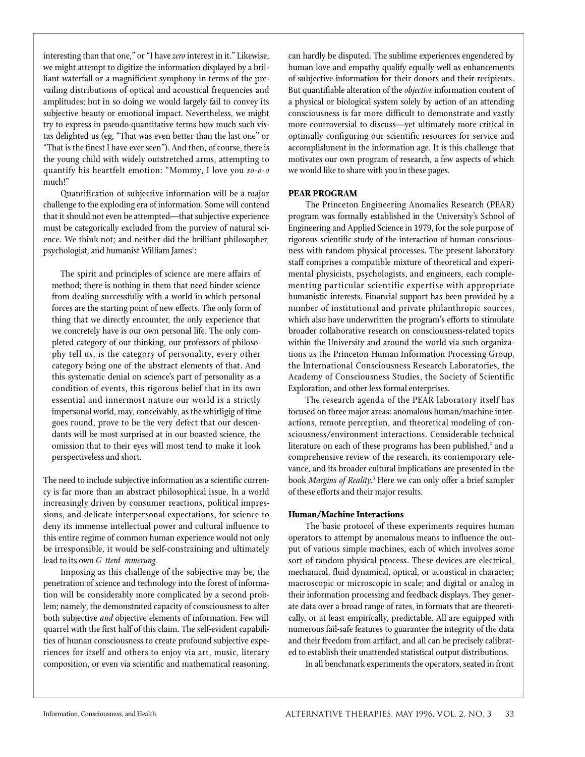interesting than that one," or "I have *zero* interest in it." Likewise, we might attempt to digitize the information displayed by a brilliant waterfall or a magnificent symphony in terms of the prevailing distributions of optical and acoustical frequencies and amplitudes; but in so doing we would largely fail to convey its subjective beauty or emotional impact. Nevertheless, we might try to express in pseudo-quantitative terms how much such vistas delighted us (eg, "That was even better than the last one" or "That is the finest I have ever seen"). And then, of course, there is the young child with widely outstretched arms, attempting to quantify his heartfelt emotion: "Mommy, I love you *so-o-o* much!"

Quantification of subjective information will be a major challenge to the exploding era of information. Some will contend that it should not even be attempted—that subjective experience must be categorically excluded from the purview of natural science. We think not; and neither did the brilliant philosopher, psychologist, and humanist William James[1]:

> The spirit and principles of science are mere affairs of method; there is nothing in them that need hinder science from dealing successfully with a world in which personal forces are the starting point of new effects. The only form of thing that we directly encounter, the only experience that we concretely have is our own personal life. The only completed category of our thinking, our professors of philosophy tell us, is the category of personality, every other category being one of the abstract elements of that. And this systematic denial on science's part of personality as a condition of events, this rigorous belief that in its own essential and innermost nature our world is a strictly impersonal world, may, conceivably, as the whirligig of time goes round, prove to be the very defect that our descendants will be most surprised at in our boasted science, the omission that to their eyes will most tend to make it look perspectiveless and short.

The need to include subjective information as a scientific currency is far more than an abstract philosophical issue. In a world increasingly driven by consumer reactions, political impressions, and delicate interpersonal expectations, for science to deny its immense intellectual power and cultural influence to this entire regime of common human experience would not only be irresponsible, it would be self-constraining and ultimately lead to its own *G tterd mmerung.*

Imposing as this challenge of the subjective may be, the penetration of science and technology into the forest of information will be considerably more complicated by a second problem; namely, the demonstrated capacity of consciousness to alter both subjective *and* objective elements of information. Few will quarrel with the first half of this claim. The self-evident capabilities of human consciousness to create profound subjective experiences for itself and others to enjoy via art, music, literary composition, or even via scientific and mathematical reasoning, can hardly be disputed. The sublime experiences engendered by human love and empathy qualify equally well as enhancements of subjective information for their donors and their recipients. But quantifiable alteration of the *objective* information content of a physical or biological system solely by action of an attending consciousness is far more difficult to demonstrate and vastly more controversial to discuss—yet ultimately more critical in optimally configuring our scientific resources for service and accomplishment in the information age. It is this challenge that motivates our own program of research, a few aspects of which we would like to share with you in these pages.

## PEAR PROGRAM

The Princeton Engineering Anomalies Research (PEAR) program was formally established in the University's School of Engineering and Applied Science in 1979, for the sole purpose of rigorous scientific study of the interaction of human consciousness with random physical processes. The present laboratory staff comprises a compatible mixture of theoretical and experimental physicists, psychologists, and engineers, each complementing particular scientific expertise with appropriate humanistic interests. Financial support has been provided by a number of institutional and private philanthropic sources, which also have underwritten the program's efforts to stimulate broader collaborative research on consciousness-related topics within the University and around the world via such organizations as the Princeton Human Information Processing Group, the International Consciousness Research Laboratories, the Academy of Consciousness Studies, the Society of Scientific Exploration, and other less formal enterprises.

The research agenda of the PEAR laboratory itself has focused on three major areas: anomalous human/machine interactions, remote perception, and theoretical modeling of consciousness/environment interactions. Considerable technical literature on each of these programs has been published,[2] and a comprehensive review of the research, its contemporary relevance, and its broader cultural implications are presented in the book *Margins of Reality.*[3] Here we can only offer a brief sampler of these efforts and their major results.

### Human/Machine Interactions

The basic protocol of these experiments requires human operators to attempt by anomalous means to influence the output of various simple machines, each of which involves some sort of random physical process. These devices are electrical, mechanical, fluid dynamical, optical, or acoustical in character; macroscopic or microscopic in scale; and digital or analog in their information processing and feedback displays. They generate data over a broad range of rates, in formats that are theoretically, or at least empirically, predictable. All are equipped with numerous fail-safe features to guarantee the integrity of the data and their freedom from artifact, and all can be precisely calibrated to establish their unattended statistical output distributions.

In all benchmark experiments the operators, seated in front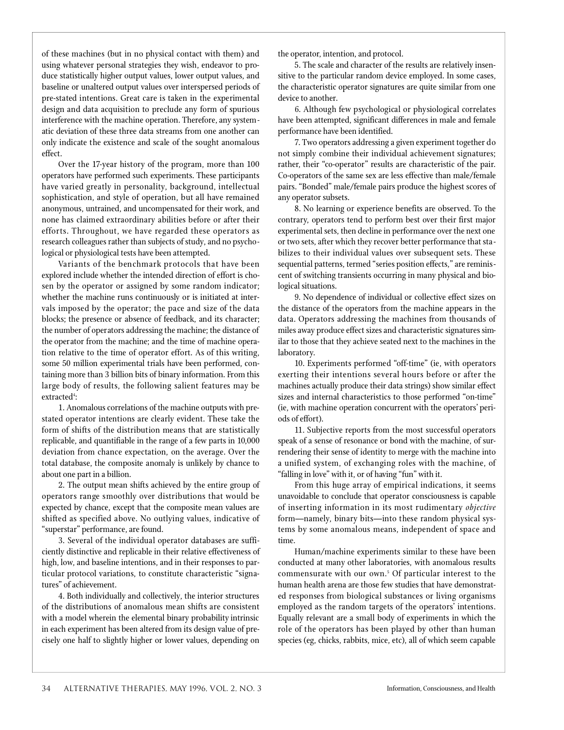of these machines (but in no physical contact with them) and using whatever personal strategies they wish, endeavor to produce statistically higher output values, lower output values, and baseline or unaltered output values over interspersed periods of pre-stated intentions. Great care is taken in the experimental design and data acquisition to preclude any form of spurious interference with the machine operation. Therefore, any systematic deviation of these three data streams from one another can only indicate the existence and scale of the sought anomalous effect.

Over the 17-year history of the program, more than 100 operators have performed such experiments. These participants have varied greatly in personality, background, intellectual sophistication, and style of operation, but all have remained anonymous, untrained, and uncompensated for their work, and none has claimed extraordinary abilities before or after their efforts. Throughout, we have regarded these operators as research colleagues rather than subjects of study, and no psychological or physiological tests have been attempted.

Variants of the benchmark protocols that have been explored include whether the intended direction of effort is chosen by the operator or assigned by some random indicator; whether the machine runs continuously or is initiated at intervals imposed by the operator; the pace and size of the data blocks; the presence or absence of feedback, and its character; the number of operators addressing the machine; the distance of the operator from the machine; and the time of machine operation relative to the time of operator effort. As of this writing, some 50 million experimental trials have been performed, containing more than 3 billion bits of binary information. From this large body of results, the following salient features may be extracted[4]:

1. Anomalous correlations of the machine outputs with prestated operator intentions are clearly evident. These take the form of shifts of the distribution means that are statistically replicable, and quantifiable in the range of a few parts in 10,000 deviation from chance expectation, on the average. Over the total database, the composite anomaly is unlikely by chance to about one part in a billion.

2. The output mean shifts achieved by the entire group of operators range smoothly over distributions that would be expected by chance, except that the composite mean values are shifted as specified above. No outlying values, indicative of "superstar" performance, are found.

3. Several of the individual operator databases are sufficiently distinctive and replicable in their relative effectiveness of high, low, and baseline intentions, and in their responses to particular protocol variations, to constitute characteristic "signatures" of achievement.

4. Both individually and collectively, the interior structures of the distributions of anomalous mean shifts are consistent with a model wherein the elemental binary probability intrinsic in each experiment has been altered from its design value of precisely one half to slightly higher or lower values, depending on the operator, intention, and protocol.

5. The scale and character of the results are relatively insensitive to the particular random device employed. In some cases, the characteristic operator signatures are quite similar from one device to another.

6. Although few psychological or physiological correlates have been attempted, significant differences in male and female performance have been identified.

7. Two operators addressing a given experiment together do not simply combine their individual achievement signatures; rather, their "co-operator" results are characteristic of the pair. Co-operators of the same sex are less effective than male/female pairs. "Bonded" male/female pairs produce the highest scores of any operator subsets.

8. No learning or experience benefits are observed. To the contrary, operators tend to perform best over their first major experimental sets, then decline in performance over the next one or two sets, after which they recover better performance that stabilizes to their individual values over subsequent sets. These sequential patterns, termed "series position effects," are reminiscent of switching transients occurring in many physical and biological situations.

9. No dependence of individual or collective effect sizes on the distance of the operators from the machine appears in the data. Operators addressing the machines from thousands of miles away produce effect sizes and characteristic signatures similar to those that they achieve seated next to the machines in the laboratory.

10. Experiments performed "off-time" (ie, with operators exerting their intentions several hours before or after the machines actually produce their data strings) show similar effect sizes and internal characteristics to those performed "on-time" (ie, with machine operation concurrent with the operators' periods of effort).

11. Subjective reports from the most successful operators speak of a sense of resonance or bond with the machine, of surrendering their sense of identity to merge with the machine into a unified system, of exchanging roles with the machine, of "falling in love" with it, or of having "fun" with it.

From this huge array of empirical indications, it seems unavoidable to conclude that operator consciousness is capable of inserting information in its most rudimentary *objective* form—namely, binary bits—into these random physical systems by some anomalous means, independent of space and time.

Human/machine experiments similar to these have been conducted at many other laboratories, with anomalous results commensurate with our own.[5] Of particular interest to the human health arena are those few studies that have demonstrated responses from biological substances or living organisms employed as the random targets of the operators' intentions. Equally relevant are a small body of experiments in which the role of the operators has been played by other than human species (eg, chicks, rabbits, mice, etc), all of which seem capable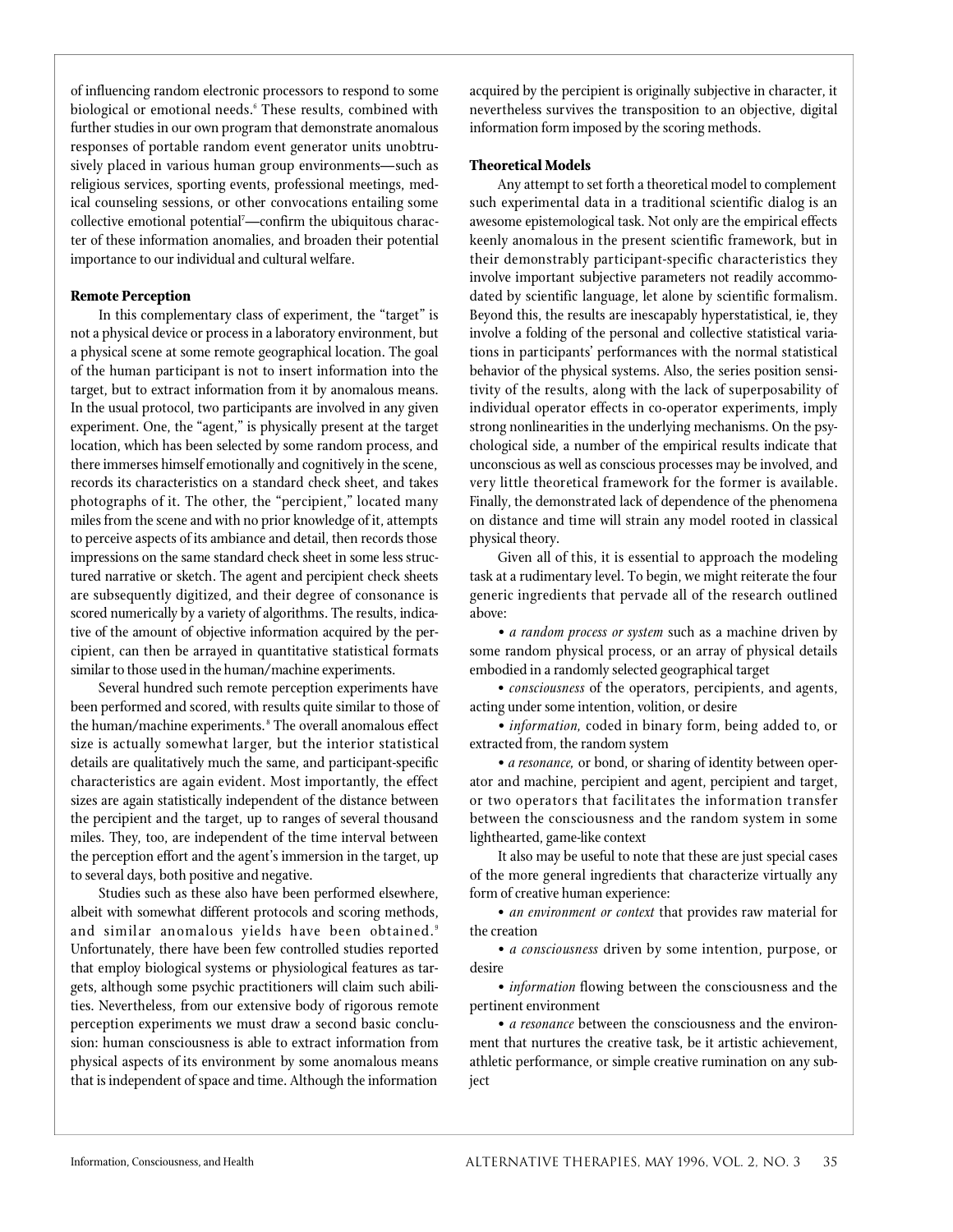of influencing random electronic processors to respond to some biological or emotional needs.[6] These results, combined with further studies in our own program that demonstrate anomalous responses of portable random event generator units unobtrusively placed in various human group environments—such as religious services, sporting events, professional meetings, medical counseling sessions, or other convocations entailing some collective emotional potential[7]—confirm the ubiquitous character of these information anomalies, and broaden their potential importance to our individual and cultural welfare.

**Remote Perception**

In this complementary class of experiment, the "target" is not a physical device or process in a laboratory environment, but a physical scene at some remote geographical location. The goal of the human participant is not to insert information into the target, but to extract information from it by anomalous means. In the usual protocol, two participants are involved in any given experiment. One, the "agent," is physically present at the target location, which has been selected by some random process, and there immerses himself emotionally and cognitively in the scene, records its characteristics on a standard check sheet, and takes photographs of it. The other, the "percipient," located many miles from the scene and with no prior knowledge of it, attempts to perceive aspects of its ambiance and detail, then records those impressions on the same standard check sheet in some less structured narrative or sketch. The agent and percipient check sheets are subsequently digitized, and their degree of consonance is scored numerically by a variety of algorithms. The results, indicative of the amount of objective information acquired by the percipient, can then be arrayed in quantitative statistical formats similar to those used in the human/machine experiments.

Several hundred such remote perception experiments have been performed and scored, with results quite similar to those of the human/machine experiments.[8] The overall anomalous effect size is actually somewhat larger, but the interior statistical details are qualitatively much the same, and participant-specific characteristics are again evident. Most importantly, the effect sizes are again statistically independent of the distance between the percipient and the target, up to ranges of several thousand miles. They, too, are independent of the time interval between the perception effort and the agent's immersion in the target, up to several days, both positive and negative.

Studies such as these also have been performed elsewhere, albeit with somewhat different protocols and scoring methods, and similar anomalous yields have been obtained.[9] Unfortunately, there have been few controlled studies reported that employ biological systems or physiological features as targets, although some psychic practitioners will claim such abilities. Nevertheless, from our extensive body of rigorous remote perception experiments we must draw a second basic conclusion: human consciousness is able to extract information from physical aspects of its environment by some anomalous means that is independent of space and time. Although the information acquired by the percipient is originally subjective in character, it nevertheless survives the transposition to an objective, digital information form imposed by the scoring methods.

**Theoretical Models**

Any attempt to set forth a theoretical model to complement such experimental data in a traditional scientific dialog is an awesome epistemological task. Not only are the empirical effects keenly anomalous in the present scientific framework, but in their demonstrably participant-specific characteristics they involve important subjective parameters not readily accommodated by scientific language, let alone by scientific formalism. Beyond this, the results are inescapably hyperstatistical, ie, they involve a folding of the personal and collective statistical variations in participants' performances with the normal statistical behavior of the physical systems. Also, the series position sensitivity of the results, along with the lack of superposability of individual operator effects in co-operator experiments, imply strong nonlinearities in the underlying mechanisms. On the psychological side, a number of the empirical results indicate that unconscious as well as conscious processes may be involved, and very little theoretical framework for the former is available. Finally, the demonstrated lack of dependence of the phenomena on distance and time will strain any model rooted in classical physical theory.

Given all of this, it is essential to approach the modeling task at a rudimentary level. To begin, we might reiterate the four generic ingredients that pervade all of the research outlined above:

- *a random process or system* such as a machine driven by some random physical process, or an array of physical details embodied in a randomly selected geographical target
- *consciousness* of the operators, percipients, and agents, acting under some intention, volition, or desire
- *information,* coded in binary form, being added to, or extracted from, the random system
- *a resonance,* or bond, or sharing of identity between operator and machine, percipient and agent, percipient and target, or two operators that facilitates the information transfer between the consciousness and the random system in some lighthearted, game-like context

It also may be useful to note that these are just special cases of the more general ingredients that characterize virtually any form of creative human experience:

- *an environment or context* that provides raw material for the creation
- *a consciousness* driven by some intention, purpose, or desire
- *information* flowing between the consciousness and the pertinent environment
- *a resonance* between the consciousness and the environment that nurtures the creative task, be it artistic achievement, athletic performance, or simple creative rumination on any subject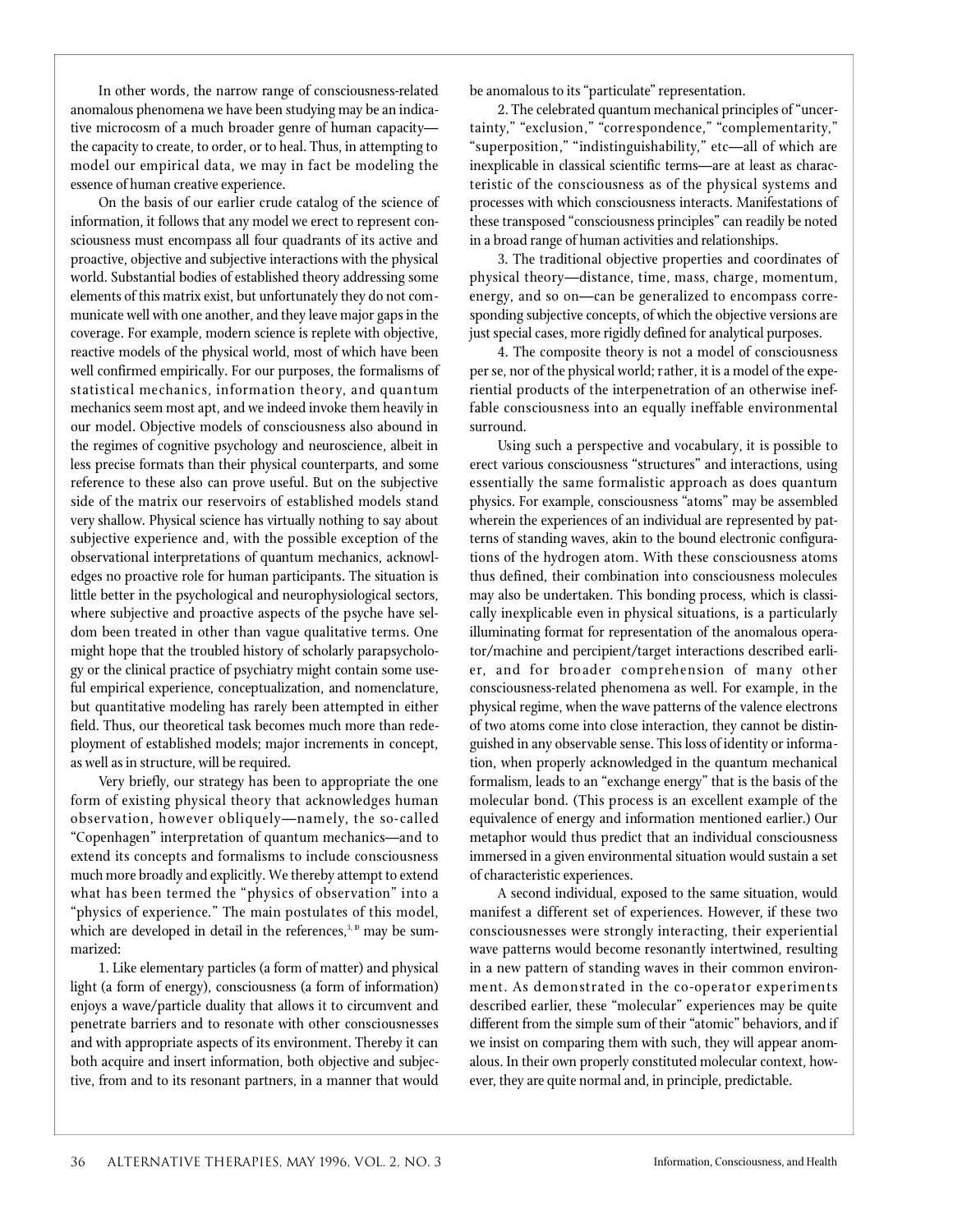In other words, the narrow range of consciousness-related anomalous phenomena we have been studying may be an indicative microcosm of a much broader genre of human capacity—the capacity to create, to order, or to heal. Thus, in attempting to model our empirical data, we may in fact be modeling the essence of human creative experience.

On the basis of our earlier crude catalog of the science of information, it follows that any model we erect to represent consciousness must encompass all four quadrants of its active and proactive, objective and subjective interactions with the physical world. Substantial bodies of established theory addressing some elements of this matrix exist, but unfortunately they do not communicate well with one another, and they leave major gaps in the coverage. For example, modern science is replete with objective, reactive models of the physical world, most of which have been well confirmed empirically. For our purposes, the formalisms of statistical mechanics, information theory, and quantum mechanics seem most apt, and we indeed invoke them heavily in our model. Objective models of consciousness also abound in the regimes of cognitive psychology and neuroscience, albeit in less precise formats than their physical counterparts, and some reference to these also can prove useful. But on the subjective side of the matrix our reservoirs of established models stand very shallow. Physical science has virtually nothing to say about subjective experience and, with the possible exception of the observational interpretations of quantum mechanics, acknowledges no proactive role for human participants. The situation is little better in the psychological and neurophysiological sectors, where subjective and proactive aspects of the psyche have seldom been treated in other than vague qualitative terms. One might hope that the troubled history of scholarly parapsychology or the clinical practice of psychiatry might contain some useful empirical experience, conceptualization, and nomenclature, but quantitative modeling has rarely been attempted in either field. Thus, our theoretical task becomes much more than redeployment of established models; major increments in concept, as well as in structure, will be required.

Very briefly, our strategy has been to appropriate the one form of existing physical theory that acknowledges human observation, however obliquely—namely, the so-called "Copenhagen" interpretation of quantum mechanics—and to extend its concepts and formalisms to include consciousness much more broadly and explicitly. We thereby attempt to extend what has been termed the "physics of observation" into a "physics of experience." The main postulates of this model, which are developed in detail in the references,[3,10] may be summarized:

1. Like elementary particles (a form of matter) and physical light (a form of energy), consciousness (a form of information) enjoys a wave/particle duality that allows it to circumvent and penetrate barriers and to resonate with other consciousnesses and with appropriate aspects of its environment. Thereby it can both acquire and insert information, both objective and subjective, from and to its resonant partners, in a manner that would be anomalous to its "particulate" representation.

2. The celebrated quantum mechanical principles of "uncertainty," "exclusion," "correspondence," "complementarity," "superposition," "indistinguishability," etc—all of which are inexplicable in classical scientific terms—are at least as characteristic of the consciousness as of the physical systems and processes with which consciousness interacts. Manifestations of these transposed "consciousness principles" can readily be noted in a broad range of human activities and relationships.

3. The traditional objective properties and coordinates of physical theory—distance, time, mass, charge, momentum, energy, and so on—can be generalized to encompass corresponding subjective concepts, of which the objective versions are just special cases, more rigidly defined for analytical purposes.

4. The composite theory is not a model of consciousness per se, nor of the physical world; rather, it is a model of the experiential products of the interpenetration of an otherwise ineffable consciousness into an equally ineffable environmental surround.

Using such a perspective and vocabulary, it is possible to erect various consciousness "structures" and interactions, using essentially the same formalistic approach as does quantum physics. For example, consciousness "atoms" may be assembled wherein the experiences of an individual are represented by patterns of standing waves, akin to the bound electronic configurations of the hydrogen atom. With these consciousness atoms thus defined, their combination into consciousness molecules may also be undertaken. This bonding process, which is classically inexplicable even in physical situations, is a particularly illuminating format for representation of the anomalous operator/machine and percipient/target interactions described earlier, and for broader comprehension of many other consciousness-related phenomena as well. For example, in the physical regime, when the wave patterns of the valence electrons of two atoms come into close interaction, they cannot be distinguished in any observable sense. This loss of identity or information, when properly acknowledged in the quantum mechanical formalism, leads to an "exchange energy" that is the basis of the molecular bond. (This process is an excellent example of the equivalence of energy and information mentioned earlier.) Our metaphor would thus predict that an individual consciousness immersed in a given environmental situation would sustain a set of characteristic experiences.

A second individual, exposed to the same situation, would manifest a different set of experiences. However, if these two consciousnesses were strongly interacting, their experiential wave patterns would become resonantly intertwined, resulting in a new pattern of standing waves in their common environment. As demonstrated in the co-operator experiments described earlier, these "molecular" experiences may be quite different from the simple sum of their "atomic" behaviors, and if we insist on comparing them with such, they will appear anomalous. In their own properly constituted molecular context, however, they are quite normal and, in principle, predictable.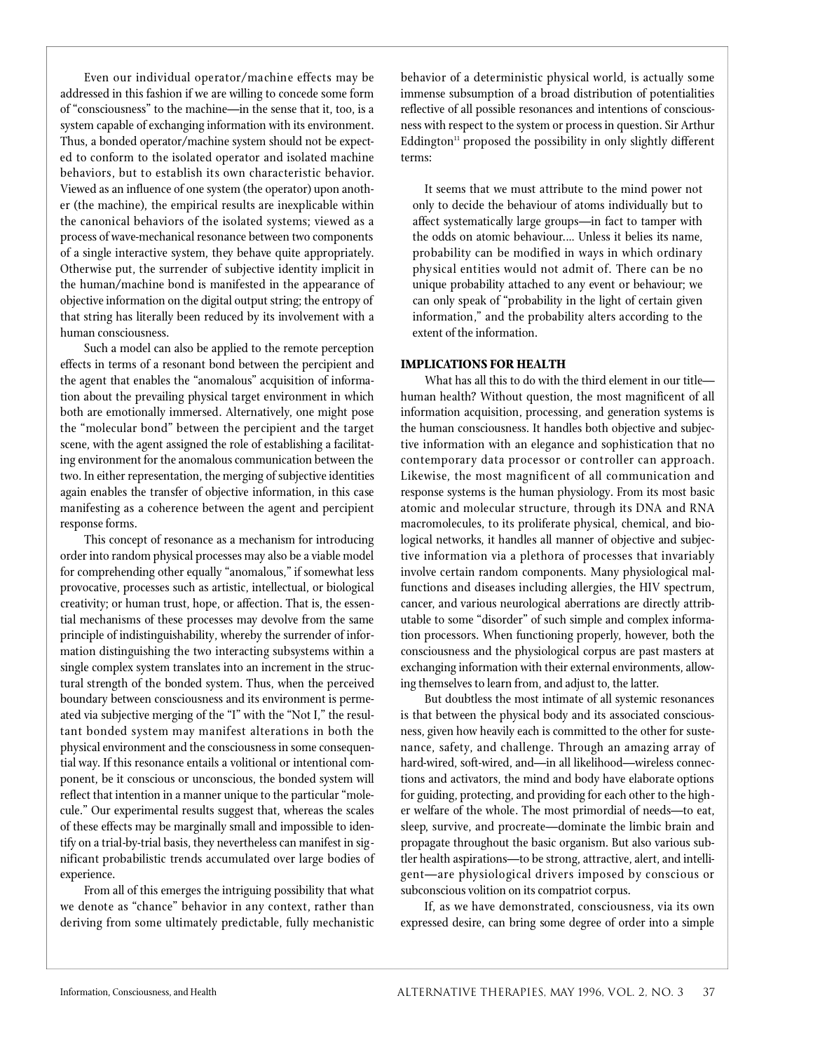Even our individual operator/machine effects may be addressed in this fashion if we are willing to concede some form of "consciousness" to the machine—in the sense that it, too, is a system capable of exchanging information with its environment. Thus, a bonded operator/machine system should not be expected to conform to the isolated operator and isolated machine behaviors, but to establish its own characteristic behavior. Viewed as an influence of one system (the operator) upon another (the machine), the empirical results are inexplicable within the canonical behaviors of the isolated systems; viewed as a process of wave-mechanical resonance between two components of a single interactive system, they behave quite appropriately. Otherwise put, the surrender of subjective identity implicit in the human/machine bond is manifested in the appearance of objective information on the digital output string; the entropy of that string has literally been reduced by its involvement with a human consciousness.

Such a model can also be applied to the remote perception effects in terms of a resonant bond between the percipient and the agent that enables the "anomalous" acquisition of information about the prevailing physical target environment in which both are emotionally immersed. Alternatively, one might pose the "molecular bond" between the percipient and the target scene, with the agent assigned the role of establishing a facilitating environment for the anomalous communication between the two. In either representation, the merging of subjective identities again enables the transfer of objective information, in this case manifesting as a coherence between the agent and percipient response forms.

This concept of resonance as a mechanism for introducing order into random physical processes may also be a viable model for comprehending other equally "anomalous," if somewhat less provocative, processes such as artistic, intellectual, or biological creativity; or human trust, hope, or affection. That is, the essential mechanisms of these processes may devolve from the same principle of indistinguishability, whereby the surrender of information distinguishing the two interacting subsystems within a single complex system translates into an increment in the structural strength of the bonded system. Thus, when the perceived boundary between consciousness and its environment is permeated via subjective merging of the "I" with the "Not I," the resultant bonded system may manifest alterations in both the physical environment and the consciousness in some consequential way. If this resonance entails a volitional or intentional component, be it conscious or unconscious, the bonded system will reflect that intention in a manner unique to the particular "molecule." Our experimental results suggest that, whereas the scales of these effects may be marginally small and impossible to identify on a trial-by-trial basis, they nevertheless can manifest in significant probabilistic trends accumulated over large bodies of experience.

From all of this emerges the intriguing possibility that what we denote as "chance" behavior in any context, rather than deriving from some ultimately predictable, fully mechanistic behavior of a deterministic physical world, is actually some immense subsumption of a broad distribution of potentialities reflective of all possible resonances and intentions of consciousness with respect to the system or process in question. Sir Arthur Eddington[11] proposed the possibility in only slightly different terms:

> It seems that we must attribute to the mind power not only to decide the behaviour of atoms individually but to affect systematically large groups—in fact to tamper with the odds on atomic behaviour.... Unless it belies its name, probability can be modified in ways in which ordinary physical entities would not admit of. There can be no unique probability attached to any event or behaviour; we can only speak of "probability in the light of certain given information," and the probability alters according to the extent of the information.

## IMPLICATIONS FOR HEALTH

What has all this to do with the third element in our title—human health? Without question, the most magnificent of all information acquisition, processing, and generation systems is the human consciousness. It handles both objective and subjective information with an elegance and sophistication that no contemporary data processor or controller can approach. Likewise, the most magnificent of all communication and response systems is the human physiology. From its most basic atomic and molecular structure, through its DNA and RNA macromolecules, to its proliferate physical, chemical, and biological networks, it handles all manner of objective and subjective information via a plethora of processes that invariably involve certain random components. Many physiological malfunctions and diseases including allergies, the HIV spectrum, cancer, and various neurological aberrations are directly attributable to some "disorder" of such simple and complex information processors. When functioning properly, however, both the consciousness and the physiological corpus are past masters at exchanging information with their external environments, allowing themselves to learn from, and adjust to, the latter.

But doubtless the most intimate of all systemic resonances is that between the physical body and its associated consciousness, given how heavily each is committed to the other for sustenance, safety, and challenge. Through an amazing array of hard-wired, soft-wired, and—in all likelihood—wireless connections and activators, the mind and body have elaborate options for guiding, protecting, and providing for each other to the higher welfare of the whole. The most primordial of needs—to eat, sleep, survive, and procreate—dominate the limbic brain and propagate throughout the basic organism. But also various subtler health aspirations—to be strong, attractive, alert, and intelligent—are physiological drivers imposed by conscious or subconscious volition on its compatriot corpus.

If, as we have demonstrated, consciousness, via its own expressed desire, can bring some degree of order into a simple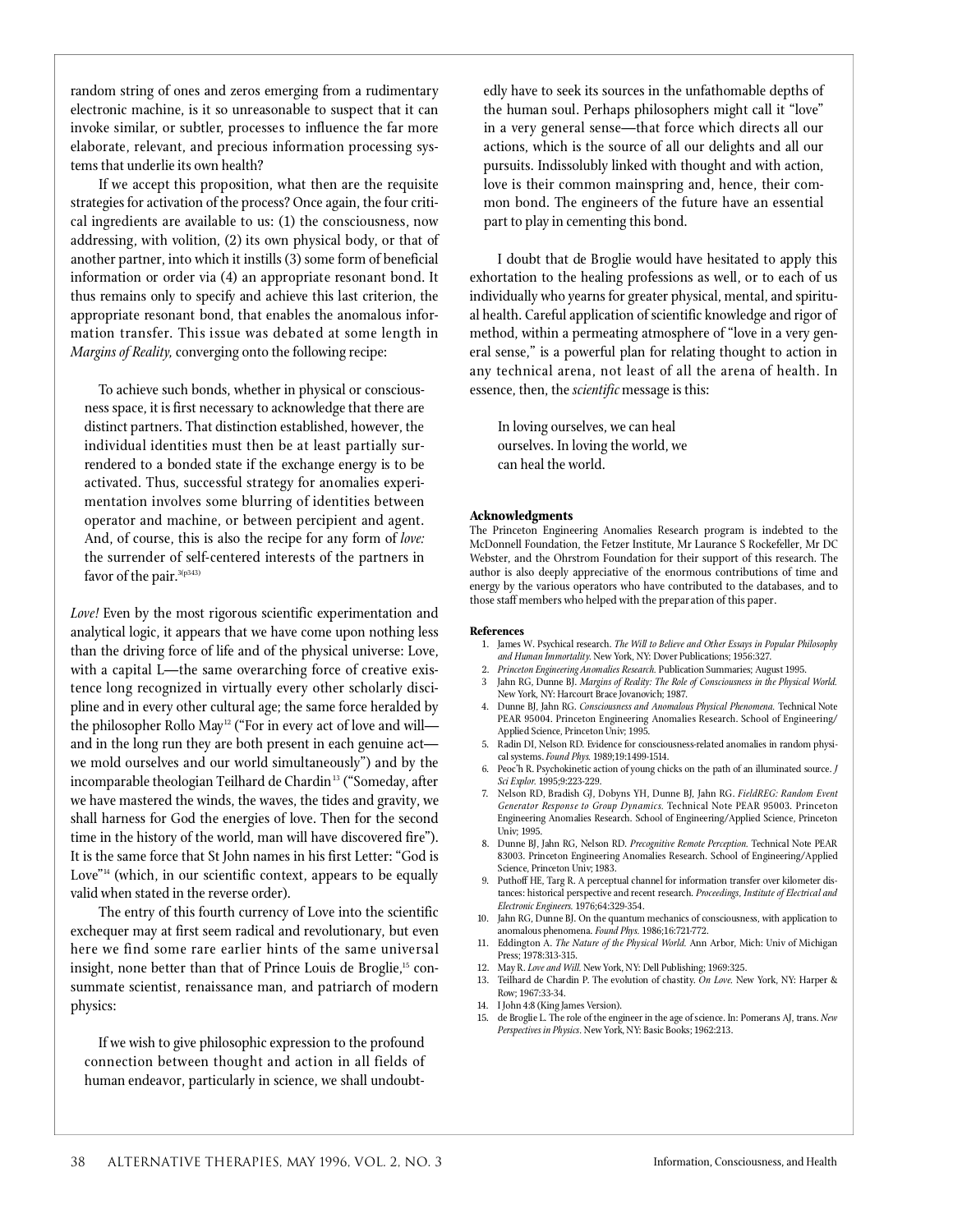random string of ones and zeros emerging from a rudimentary electronic machine, is it so unreasonable to suspect that it can invoke similar, or subtler, processes to influence the far more elaborate, relevant, and precious information processing systems that underlie its own health?

If we accept this proposition, what then are the requisite strategies for activation of the process? Once again, the four critical ingredients are available to us: (1) the consciousness, now addressing, with volition, (2) its own physical body, or that of another partner, into which it instills (3) some form of beneficial information or order via (4) an appropriate resonant bond. It thus remains only to specify and achieve this last criterion, the appropriate resonant bond, that enables the anomalous information transfer. This issue was debated at some length in *Margins of Reality,* converging onto the following recipe:

> To achieve such bonds, whether in physical or consciousness space, it is first necessary to acknowledge that there are distinct partners. That distinction established, however, the individual identities must then be at least partially surrendered to a bonded state if the exchange energy is to be activated. Thus, successful strategy for anomalies experimentation involves some blurring of identities between operator and machine, or between percipient and agent. And, of course, this is also the recipe for any form of *love:* the surrender of self-centered interests of the partners in favor of the pair.[3(p343)]

*Love!* Even by the most rigorous scientific experimentation and analytical logic, it appears that we have come upon nothing less than the driving force of life and of the physical universe: Love, with a capital L—the same overarching force of creative existence long recognized in virtually every other scholarly discipline and in every other cultural age; the same force heralded by the philosopher Rollo May[12] ("For in every act of love and will—and in the long run they are both present in each genuine act—we mold ourselves and our world simultaneously") and by the incomparable theologian Teilhard de Chardin[13] ("Someday, after we have mastered the winds, the waves, the tides and gravity, we shall harness for God the energies of love. Then for the second time in the history of the world, man will have discovered fire"). It is the same force that St John names in his first Letter: "God is Love"[14] (which, in our scientific context, appears to be equally valid when stated in the reverse order).

The entry of this fourth currency of Love into the scientific exchequer may at first seem radical and revolutionary, but even here we find some rare earlier hints of the same universal insight, none better than that of Prince Louis de Broglie,[15] consummate scientist, renaissance man, and patriarch of modern physics:

> If we wish to give philosophic expression to the profound connection between thought and action in all fields of human endeavor, particularly in science, we shall undoubtedly have to seek its sources in the unfathomable depths of the human soul. Perhaps philosophers might call it "love" in a very general sense—that force which directs all our actions, which is the source of all our delights and all our pursuits. Indissolubly linked with thought and with action, love is their common mainspring and, hence, their common bond. The engineers of the future have an essential part to play in cementing this bond.

I doubt that de Broglie would have hesitated to apply this exhortation to the healing professions as well, or to each of us individually who yearns for greater physical, mental, and spiritual health. Careful application of scientific knowledge and rigor of method, within a permeating atmosphere of "love in a very general sense," is a powerful plan for relating thought to action in any technical arena, not least of all the arena of health. In essence, then, the *scientific* message is this:

> In loving ourselves, we can heal ourselves. In loving the world, we can heal the world.

## Acknowledgments

The Princeton Engineering Anomalies Research program is indebted to the McDonnell Foundation, the Fetzer Institute, Mr Laurance S Rockefeller, Mr DC Webster, and the Ohrstrom Foundation for their support of this research. The author is also deeply appreciative of the enormous contributions of time and energy by the various operators who have contributed to the databases, and to those staff members who helped with the preparation of this paper.

## References

1. James W. Psychical research. *The Will to Believe and Other Essays in Popular Philosophy and Human Immortality.* New York, NY: Dover Publications; 1956:327.
2. *Princeton Engineering Anomalies Research.* Publication Summaries; August 1995.
3. Jahn RG, Dunne BJ. *Margins of Reality: The Role of Consciousness in the Physical World.* New York, NY: Harcourt Brace Jovanovich; 1987.
4. Dunne BJ, Jahn RG. *Consciousness and Anomalous Physical Phenomena.* Technical Note PEAR 95004. Princeton Engineering Anomalies Research. School of Engineering/Applied Science, Princeton Univ; 1995.
5. Radin DI, Nelson RD. Evidence for consciousness-related anomalies in random physical systems. *Found Phys.* 1989;19:1499-1514.
6. Peoc'h R. Psychokinetic action of young chicks on the path of an illuminated source. *J Sci Explor.* 1995;9:223-229.
7. Nelson RD, Bradish GJ, Dobyns YH, Dunne BJ, Jahn RG. *FieldREG: Random Event Generator Response to Group Dynamics.* Technical Note PEAR 95003. Princeton Engineering Anomalies Research. School of Engineering/Applied Science, Princeton Univ; 1995.
8. Dunne BJ, Jahn RG, Nelson RD. *Precognitive Remote Perception.* Technical Note PEAR 83003. Princeton Engineering Anomalies Research. School of Engineering/Applied Science, Princeton Univ; 1983.
9. Puthoff HE, Targ R. A perceptual channel for information transfer over kilometer distances: historical perspective and recent research. *Proceedings, Institute of Electrical and Electronic Engineers.* 1976;64:329-354.
10. Jahn RG, Dunne BJ. On the quantum mechanics of consciousness, with application to anomalous phenomena. *Found Phys.* 1986;16:721-772.
11. Eddington A. *The Nature of the Physical World.* Ann Arbor, Mich: Univ of Michigan Press; 1978:313-315.
12. May R. *Love and Will.* New York, NY: Dell Publishing; 1969:325.
13. Teilhard de Chardin P. The evolution of chastity. *On Love.* New York, NY: Harper & Row; 1967:33-34.
14. I John 4:8 (King James Version).
15. de Broglie L. The role of the engineer in the age of science. In: Pomerans AJ, trans. *New Perspectives in Physics.* New York, NY: Basic Books; 1962:213.